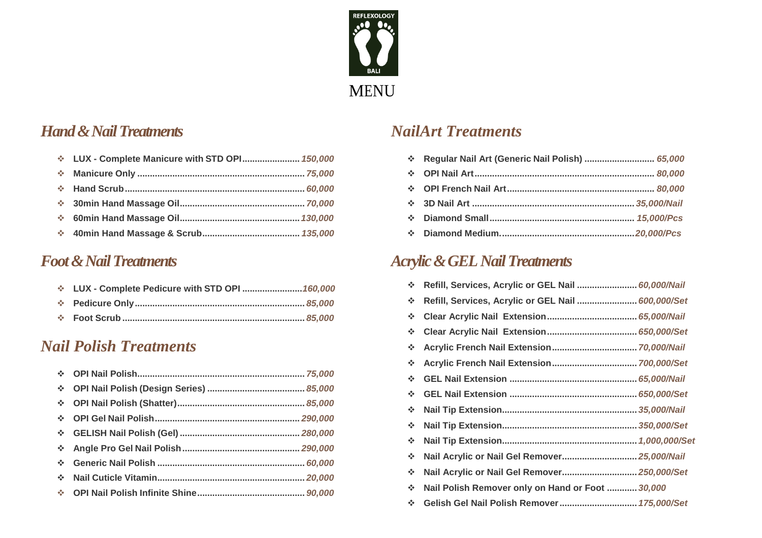REFLEXOLOGY BALI

# MENU

## Hand & Nail Treatments

- **LUX - Complete Manicure with STD OPI** ...................... *150,000*
- **Manicure Only** ................................................................. *75,000*
- **Hand Scrub** ...................................................................... *60,000*
- **30min Hand Massage Oil** ................................................. *70,000*
- **60min Hand Massage Oil** ............................................... *130,000*
- **40min Hand Massage & Scrub** ...................................... *135,000*

## Foot & Nail Treatments

- **LUX - Complete Pedicure with STD OPI** .......................*160,000*
- **Pedicure Only** .................................................................. *85,000*
- **Foot Scrub** ....................................................................... *85,000*

## Nail Polish Treatments

- **OPI Nail Polish** .................................................................. *75,000*
- **OPI Nail Polish (Design Series)** ...................................... *85,000*
- **OPI Nail Polish (Shatter)** .................................................. *85,000*
- **OPI Gel Nail Polish** ......................................................... *290,000*
- **GELISH Nail Polish (Gel)** ............................................... *280,000*
- **Angle Pro Gel Nail Polish** .............................................. *290,000*
- **Generic Nail Polish** .......................................................... *60,000*
- **Nail Cuticle Vitamin** ......................................................... *20,000*
- **OPI Nail Polish Infinite Shine** .......................................... *90,000*

## NailArt Treatments

- **Regular Nail Art (Generic Nail Polish)** ........................... *65,000*
- **OPI Nail Art** ...................................................................... *80,000*
- **OPI French Nail Art** .......................................................... *80,000*
- **3D Nail Art** ................................................................ *35,000/Nail*
- **Diamond Small** .......................................................... *15,000/Pcs*
- **Diamond Medium.** .....................................................*20,000/Pcs*

## Acrylic & GEL Nail Treatments

- **Refill, Services, Acrylic or GEL Nail** ....................... *60,000/Nail*
- **Refill, Services, Acrylic or GEL Nail** ....................... *600,000/Set*
- **Clear Acrylic Nail Extension** ................................... *65,000/Nail*
- **Clear Acrylic Nail Extension** ................................... *650,000/Set*
- **Acrylic French Nail Extension** ................................. *70,000/Nail*
- **Acrylic French Nail Extension** ................................. *700,000/Set*
- **GEL Nail Extension** .................................................. *65,000/Nail*
- **GEL Nail Extension** .................................................. *650,000/Set*
- **Nail Tip Extension** ..................................................... *35,000/Nail*
- **Nail Tip Extension** ..................................................... *350,000/Set*
- **Nail Tip Extension** ..................................................... *1,000,000/Set*
- **Nail Acrylic or Nail Gel Remover** ............................. *25,000/Nail*
- **Nail Acrylic or Nail Gel Remover** ............................. *250,000/Set*
- **Nail Polish Remover only on Hand or Foot** ............ *30,000*
- **Gelish Gel Nail Polish Remover** ............................... *175,000/Set*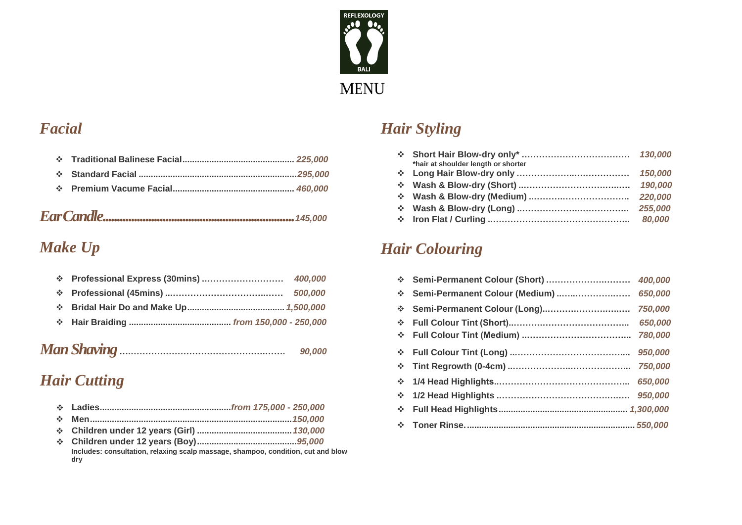REFLEXOLOGY

BALI

# MENU

## *Facial*

- **Traditional Balinese Facial**............................................. *225,000*
- **Standard Facial** ................................................................*295,000*
- **Premium Vacume Facial**................................................. *460,000*

## *EarCandle*.......................................................................*145,000*

## *Make Up*

- **Professional Express (30mins)** ……………………… *400,000*
- **Professional (45mins)** ..…………………………..…… *500,000*
- **Bridal Hair Do and Make Up**.......................................*1,500,000*
- **Hair Braiding** .......................................... *from 150,000 - 250,000*

## *Man Shaving* ……………………………………………… *90,000*

## *Hair Cutting*

- **Ladies**......................................................*from 175,000 - 250,000*
- **Men**...................................................................................*150,000*
- **Children under 12 years (Girl)** .......................................*130,000*
- **Children under 12 years (Boy)**.........................................*95,000*

**Includes: consultation, relaxing scalp massage, shampoo, condition, cut and blow dry**

## *Hair Styling*

- **Short Hair Blow-dry only*** ……………………………… *130,000*
  **\*hair at shoulder length or shorter**
- **Long Hair Blow-dry only** …………….…..…………… *150,000*
- **Wash & Blow-dry (Short)** ..…………………………..…. *190,000*
- **Wash & Blow-dry (Medium)** ……….…….…………….. *220,000*
- **Wash & Blow-dry (Long)** ..……………….…………….. *255,000*
- **Iron Flat / Curling** ………………………………………….. *80,000*

## *Hair Colouring*

- **Semi-Permanent Colour (Short)** ……………….……… *400,000*
- **Semi-Permanent Colour (Medium)** ……..…………..…. *650,000*
- **Semi-Permanent Colour (Long)**..………………….…… *750,000*
- **Full Colour Tint (Short)**..………………………………... *650,000*
- **Full Colour Tint (Medium)** ..……………………………... *780,000*
- **Full Colour Tint (Long)** ..…………………………………... *950,000*
- **Tint Regrowth (0-4cm)** ..……………….…..……………... *750,000*
- **1/4 Head Highlights**..………………………………….….. *650,000*
- **1/2 Head Highlights** ……………………………………… *950,000*
- **Full Head Highlights**.................................................... *1,300,000*
- **Toner Rinse.**................................................................... *550,000*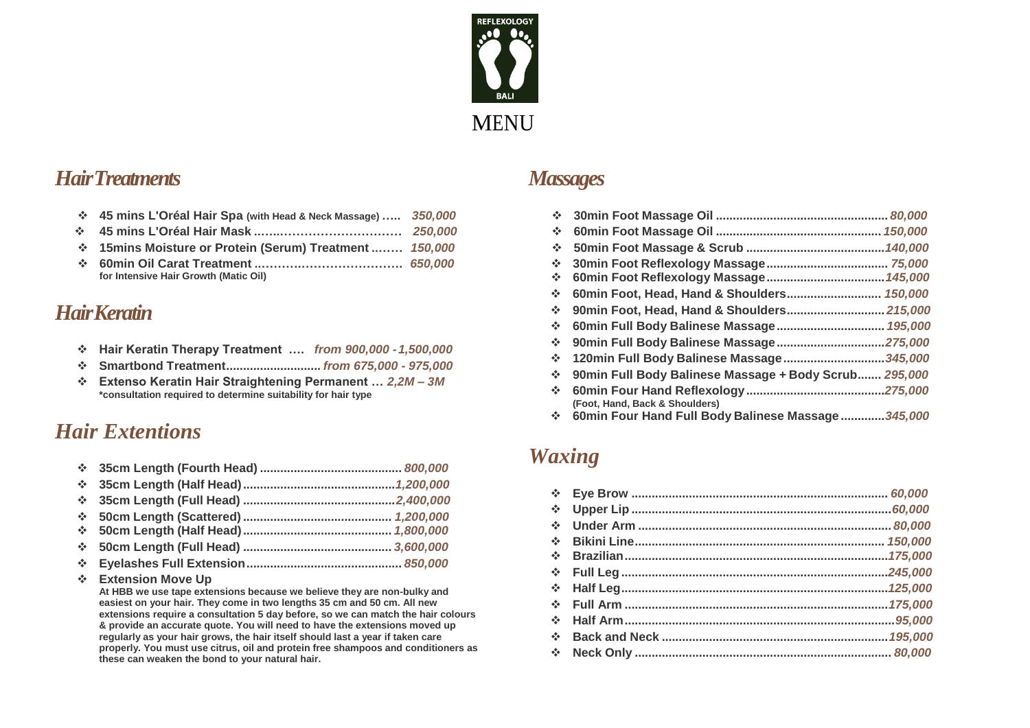REFLEXOLOGY BALI

# MENU

## *Hair Treatments*

- **45 mins L'Oréal Hair Spa** (with Head & Neck Massage) ….. *350,000*
- **45 mins L'Oréal Hair Mask** ……..………………………… *250,000*
- **15mins Moisture or Protein (Serum) Treatment** ..…… *150,000*
- **60min Oil Carat Treatment** ..……………………………. *650,000*
  for Intensive Hair Growth (Matic Oil)

## *Hair Keratin*

- **Hair Keratin Therapy Treatment** …. *from 900,000 - 1,500,000*
- **Smartbond Treatment**........................... *from 675,000 - 975,000*
- **Extenso Keratin Hair Straightening Permanent** … *2,2M – 3M*
  *consultation required to determine suitability for hair type

## *Hair Extentions*

- **35cm Length (Fourth Head)** ......................................... *800,000*
- **35cm Length (Half Head)**.............................................*1,200,000*
- **35cm Length (Full Head)** ............................................*2,400,000*
- **50cm Length (Scattered)** ........................................... *1,200,000*
- **50cm Length (Half Head)**........................................... *1,800,000*
- **50cm Length (Full Head)** ........................................... *3,600,000*
- **Eyelashes Full Extension**............................................. *850,000*
- **Extension Move Up**
  At HBB we use tape extensions because we believe they are non-bulky and easiest on your hair. They come in two lengths 35 cm and 50 cm. All new extensions require a consultation 5 day before, so we can match the hair colours & provide an accurate quote. You will need to have the extensions moved up regularly as your hair grows, the hair itself should last a year if taken care properly. You must use citrus, oil and protein free shampoos and conditioners as these can weaken the bond to your natural hair.

## *Massages*

- **30min Foot Massage Oil** .................................................. *80,000*
- **60min Foot Massage Oil** ................................................ *150,000*
- **50min Foot Massage & Scrub** .........................................*140,000*
- **30min Foot Reflexology Massage**.................................... *75,000*
- **60min Foot Reflexology Massage**...................................*145,000*
- **60min Foot, Head, Hand & Shoulders**............................ *150,000*
- **90min Foot, Head, Hand & Shoulders**............................ *215,000*
- **60min Full Body Balinese Massage**................................ *195,000*
- **90min Full Body Balinese Massage**................................*275,000*
- **120min Full Body Balinese Massage**..............................*345,000*
- **90min Full Body Balinese Massage + Body Scrub**....... *295,000*
- **60min Four Hand Reflexology**.........................................*275,000*
  (Foot, Hand, Back & Shoulders)
- **60min Four Hand Full Body Balinese Massage**.............*345,000*

## *Waxing*

- **Eye Brow** ........................................................................... *60,000*
- **Upper Lip** ............................................................................*60,000*
- **Under Arm** .......................................................................... *80,000*
- **Bikini Line**......................................................................... *150,000*
- **Brazilian**.............................................................................*175,000*
- **Full Leg** ..............................................................................*245,000*
- **Half Leg**..............................................................................*125,000*
- **Full Arm** .............................................................................*175,000*
- **Half Arm**...............................................................................*95,000*
- **Back and Neck** ...................................................................*195,000*
- **Neck Only** ........................................................................... *80,000*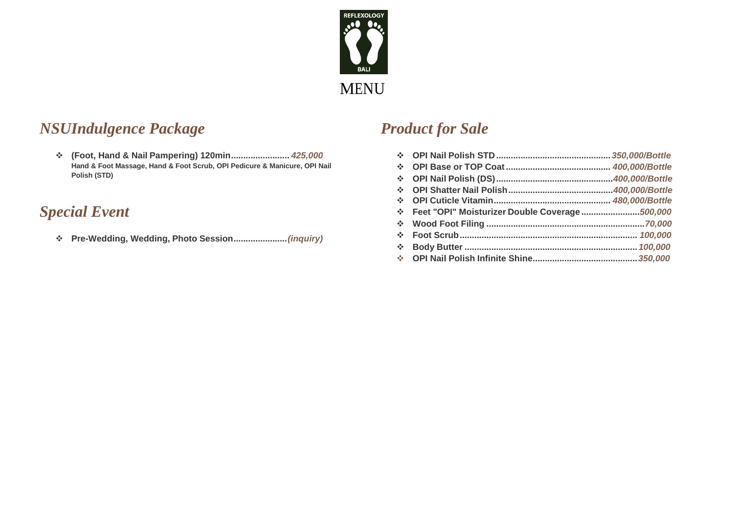REFLEXOLOGY

BALI

# MENU

## *NSUIndulgence Package*

- **(Foot, Hand & Nail Pampering) 120min........................ *425,000***
  **Hand & Foot Massage, Hand & Foot Scrub, OPI Pedicure & Manicure, OPI Nail Polish (STD)**

## *Special Event*

- **Pre-Wedding, Wedding, Photo Session...................... *(inquiry)***

## *Product for Sale*

- **OPI Nail Polish STD.............................................. *350,000/Bottle***
- **OPI Base or TOP Coat.......................................... *400,000/Bottle***
- **OPI Nail Polish (DS)............................................... *400,000/Bottle***
- **OPI Shatter Nail Polish.......................................... *400,000/Bottle***
- **OPI Cuticle Vitamin............................................... *480,000/Bottle***
- **Feet "OPI" Moisturizer Double Coverage....................... *500,000***
- **Wood Foot Filing ................................................................ *70,000***
- **Foot Scrub....................................................................... *100,000***
- **Body Butter ...................................................................... *100,000***
- **OPI Nail Polish Infinite Shine.......................................... *350,000***